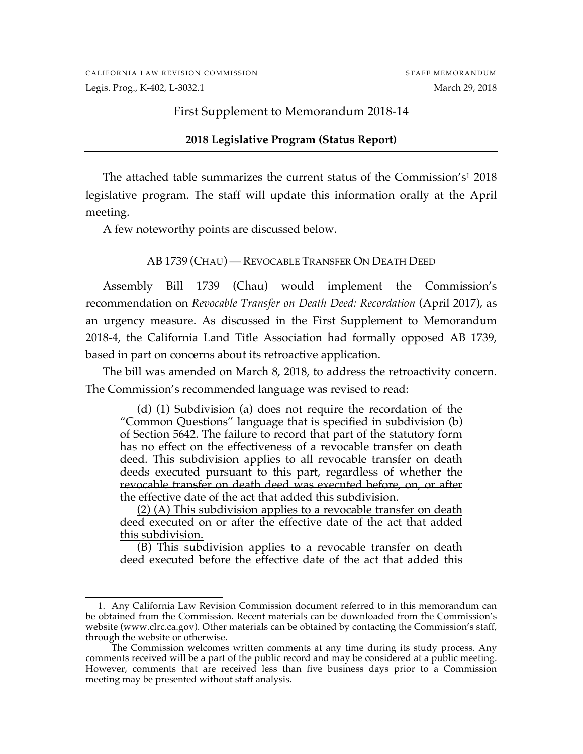CALIFORNIA LAW REVISION COMMISSION — STAFF MEMORANDUM

Legis. Prog., K-402, L-3032.1 — March 29, 2018

## First Supplement to Memorandum 2018-14

### 2018 Legislative Program (Status Report)

The attached table summarizes the current status of the Commission's[1] 2018 legislative program. The staff will update this information orally at the April meeting.

A few noteworthy points are discussed below.

### AB 1739 (CHAU) — REVOCABLE TRANSFER ON DEATH DEED

Assembly Bill 1739 (Chau) would implement the Commission's recommendation on *Revocable Transfer on Death Deed: Recordation* (April 2017), as an urgency measure. As discussed in the First Supplement to Memorandum 2018-4, the California Land Title Association had formally opposed AB 1739, based in part on concerns about its retroactive application.

The bill was amended on March 8, 2018, to address the retroactivity concern. The Commission's recommended language was revised to read:

> (d) (1) Subdivision (a) does not require the recordation of the "Common Questions" language that is specified in subdivision (b) of Section 5642. The failure to record that part of the statutory form has no effect on the effectiveness of a revocable transfer on death deed. ~~This subdivision applies to all revocable transfer on death deeds executed pursuant to this part, regardless of whether the revocable transfer on death deed was executed before, on, or after the effective date of the act that added this subdivision.~~
>
> <u>(2) (A) This subdivision applies to a revocable transfer on death deed executed on or after the effective date of the act that added this subdivision.</u>
>
> <u>(B) This subdivision applies to a revocable transfer on death deed executed before the effective date of the act that added this</u>

---

1. Any California Law Revision Commission document referred to in this memorandum can be obtained from the Commission. Recent materials can be downloaded from the Commission's website (www.clrc.ca.gov). Other materials can be obtained by contacting the Commission's staff, through the website or otherwise.

The Commission welcomes written comments at any time during its study process. Any comments received will be a part of the public record and may be considered at a public meeting. However, comments that are received less than five business days prior to a Commission meeting may be presented without staff analysis.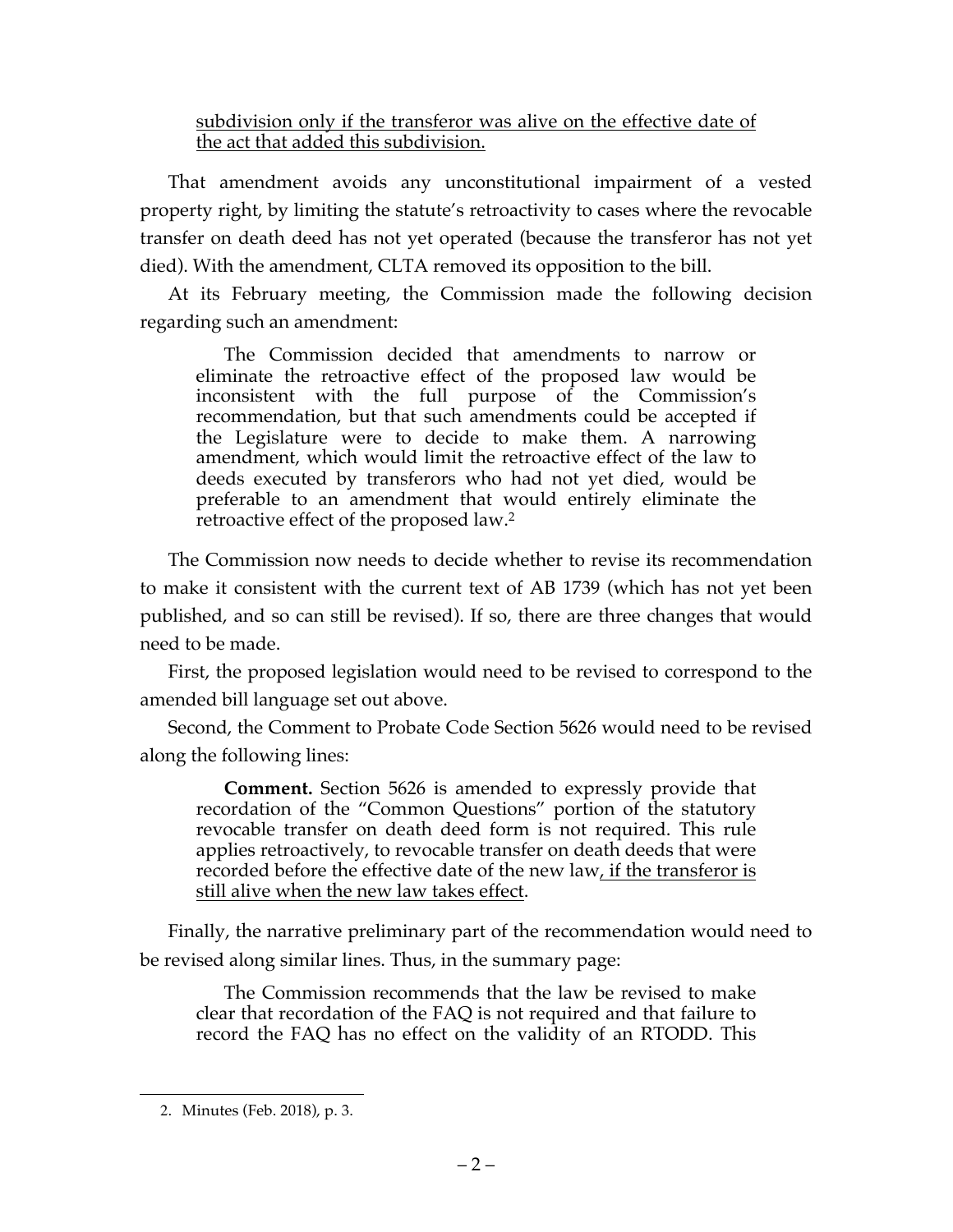<u>subdivision only if the transferor was alive on the effective date of the act that added this subdivision.</u>

That amendment avoids any unconstitutional impairment of a vested property right, by limiting the statute's retroactivity to cases where the revocable transfer on death deed has not yet operated (because the transferor has not yet died). With the amendment, CLTA removed its opposition to the bill.

At its February meeting, the Commission made the following decision regarding such an amendment:

> The Commission decided that amendments to narrow or eliminate the retroactive effect of the proposed law would be inconsistent with the full purpose of the Commission's recommendation, but that such amendments could be accepted if the Legislature were to decide to make them. A narrowing amendment, which would limit the retroactive effect of the law to deeds executed by transferors who had not yet died, would be preferable to an amendment that would entirely eliminate the retroactive effect of the proposed law.[2]

The Commission now needs to decide whether to revise its recommendation to make it consistent with the current text of AB 1739 (which has not yet been published, and so can still be revised). If so, there are three changes that would need to be made.

First, the proposed legislation would need to be revised to correspond to the amended bill language set out above.

Second, the Comment to Probate Code Section 5626 would need to be revised along the following lines:

> **Comment.** Section 5626 is amended to expressly provide that recordation of the "Common Questions" portion of the statutory revocable transfer on death deed form is not required. This rule applies retroactively, to revocable transfer on death deeds that were recorded before the effective date of the new law<u>, if the transferor is still alive when the new law takes effect</u>.

Finally, the narrative preliminary part of the recommendation would need to be revised along similar lines. Thus, in the summary page:

> The Commission recommends that the law be revised to make clear that recordation of the FAQ is not required and that failure to record the FAQ has no effect on the validity of an RTODD. This

---

2. Minutes (Feb. 2018), p. 3.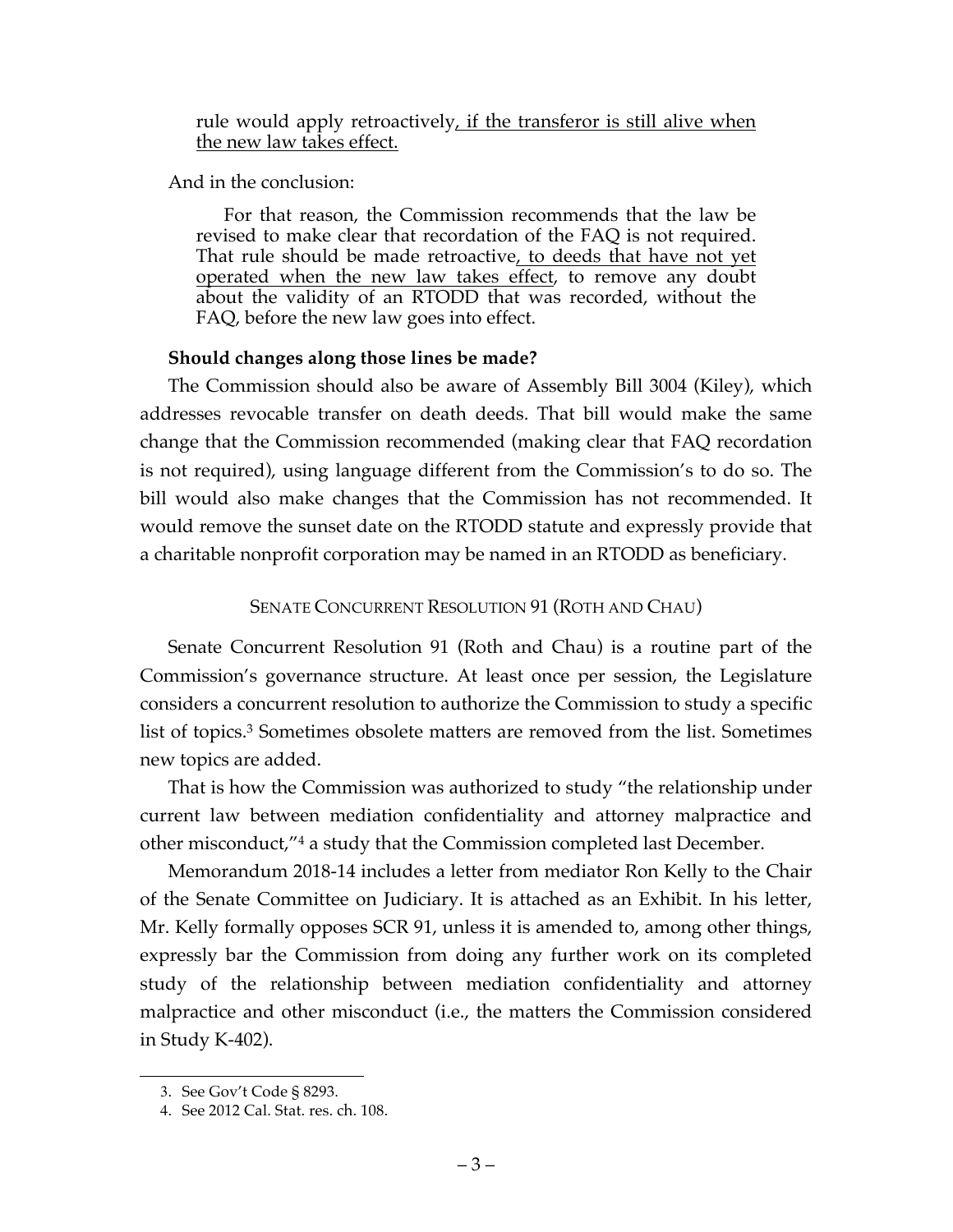> rule would apply retroactively<u>, if the transferor is still alive when the new law takes effect.</u>

And in the conclusion:

> For that reason, the Commission recommends that the law be revised to make clear that recordation of the FAQ is not required. That rule should be made retroactive<u>, to deeds that have not yet operated when the new law takes effect</u>, to remove any doubt about the validity of an RTODD that was recorded, without the FAQ, before the new law goes into effect.

**Should changes along those lines be made?**

The Commission should also be aware of Assembly Bill 3004 (Kiley), which addresses revocable transfer on death deeds. That bill would make the same change that the Commission recommended (making clear that FAQ recordation is not required), using language different from the Commission's to do so. The bill would also make changes that the Commission has not recommended. It would remove the sunset date on the RTODD statute and expressly provide that a charitable nonprofit corporation may be named in an RTODD as beneficiary.

### SENATE CONCURRENT RESOLUTION 91 (ROTH AND CHAU)

Senate Concurrent Resolution 91 (Roth and Chau) is a routine part of the Commission's governance structure. At least once per session, the Legislature considers a concurrent resolution to authorize the Commission to study a specific list of topics.[3] Sometimes obsolete matters are removed from the list. Sometimes new topics are added.

That is how the Commission was authorized to study "the relationship under current law between mediation confidentiality and attorney malpractice and other misconduct,"[4] a study that the Commission completed last December.

Memorandum 2018-14 includes a letter from mediator Ron Kelly to the Chair of the Senate Committee on Judiciary. It is attached as an Exhibit. In his letter, Mr. Kelly formally opposes SCR 91, unless it is amended to, among other things, expressly bar the Commission from doing any further work on its completed study of the relationship between mediation confidentiality and attorney malpractice and other misconduct (i.e., the matters the Commission considered in Study K-402).

---

3. See Gov't Code § 8293.
4. See 2012 Cal. Stat. res. ch. 108.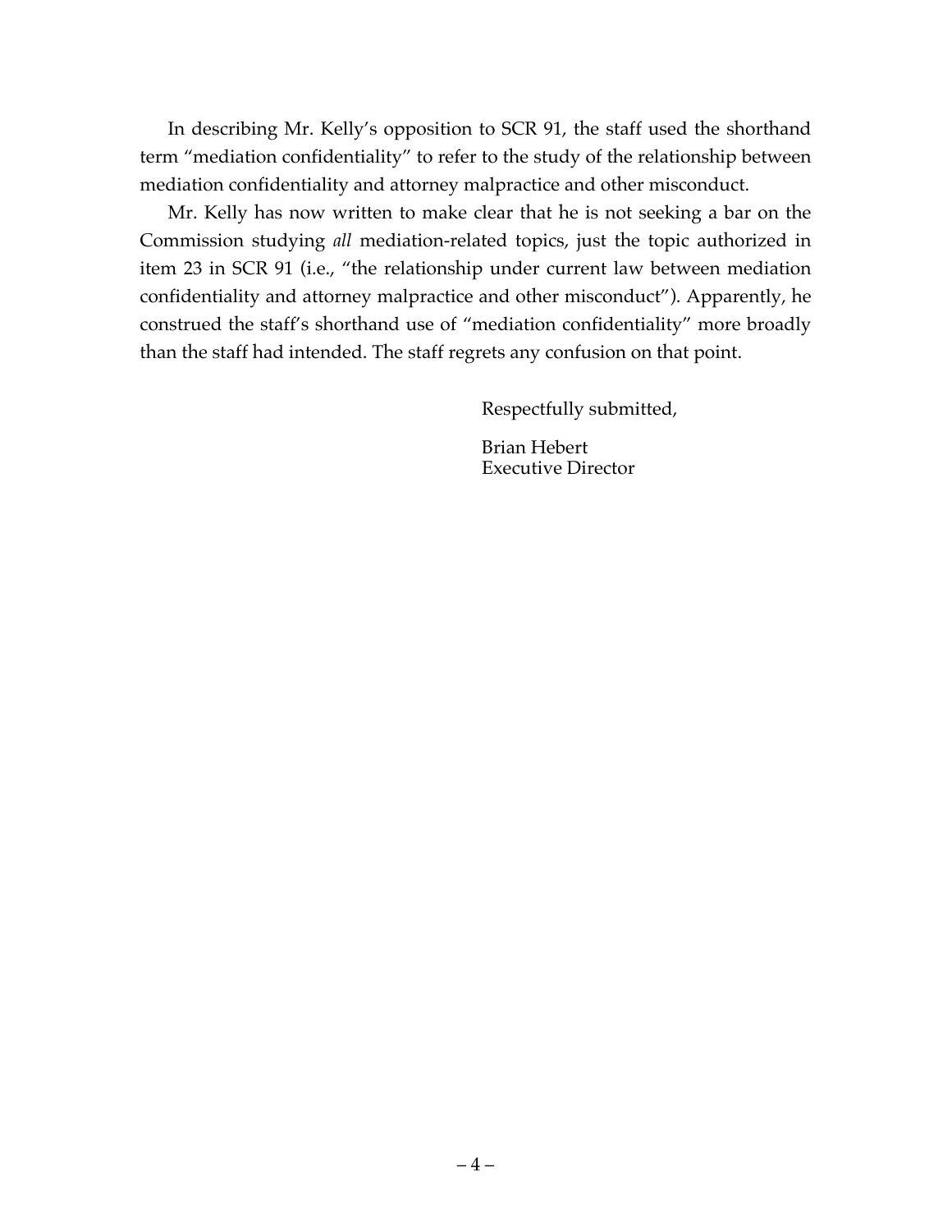In describing Mr. Kelly's opposition to SCR 91, the staff used the shorthand term "mediation confidentiality" to refer to the study of the relationship between mediation confidentiality and attorney malpractice and other misconduct.

Mr. Kelly has now written to make clear that he is not seeking a bar on the Commission studying *all* mediation-related topics, just the topic authorized in item 23 in SCR 91 (i.e., "the relationship under current law between mediation confidentiality and attorney malpractice and other misconduct"). Apparently, he construed the staff's shorthand use of "mediation confidentiality" more broadly than the staff had intended. The staff regrets any confusion on that point.

Respectfully submitted,

Brian Hebert
Executive Director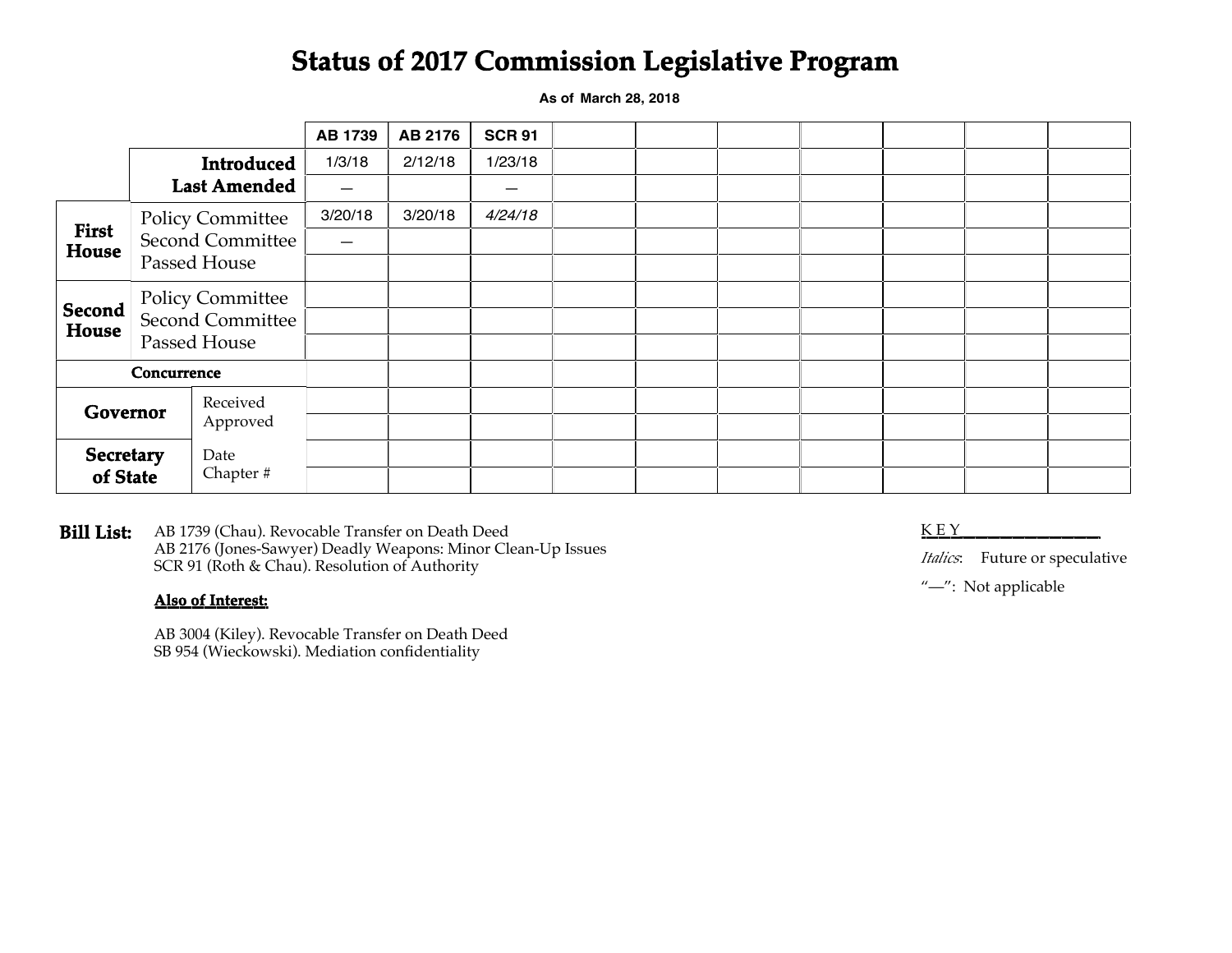# Status of 2017 Commission Legislative Program

**As of March 28, 2018**

| | | | AB 1739 | AB 2176 | SCR 91 | | | | | | | |
|---|---|---|---|---|---|---|---|---|---|---|---|---|
| | Introduced | | 1/3/18 | 2/12/18 | 1/23/18 | | | | | | | |
| | Last Amended | | — | | — | | | | | | | |
| First House | Policy Committee | | 3/20/18 | 3/20/18 | *4/24/18* | | | | | | | |
| | Second Committee | | — | | | | | | | | | |
| | Passed House | | | | | | | | | | | |
| Second House | Policy Committee | | | | | | | | | | | |
| | Second Committee | | | | | | | | | | | |
| | Passed House | | | | | | | | | | | |
| Concurrence | | | | | | | | | | | | |
| Governor | Received | | | | | | | | | | | |
| | Approved | | | | | | | | | | | |
| Secretary of State | Date | | | | | | | | | | | |
| | Chapter # | | | | | | | | | | | |

**Bill List:**

AB 1739 (Chau). Revocable Transfer on Death Deed
AB 2176 (Jones-Sawyer) Deadly Weapons: Minor Clean-Up Issues
SCR 91 (Roth & Chau). Resolution of Authority

**Also of Interest:**

AB 3004 (Kiley). Revocable Transfer on Death Deed
SB 954 (Wieckowski). Mediation confidentiality

KEY

*Italics*: Future or speculative

"—": Not applicable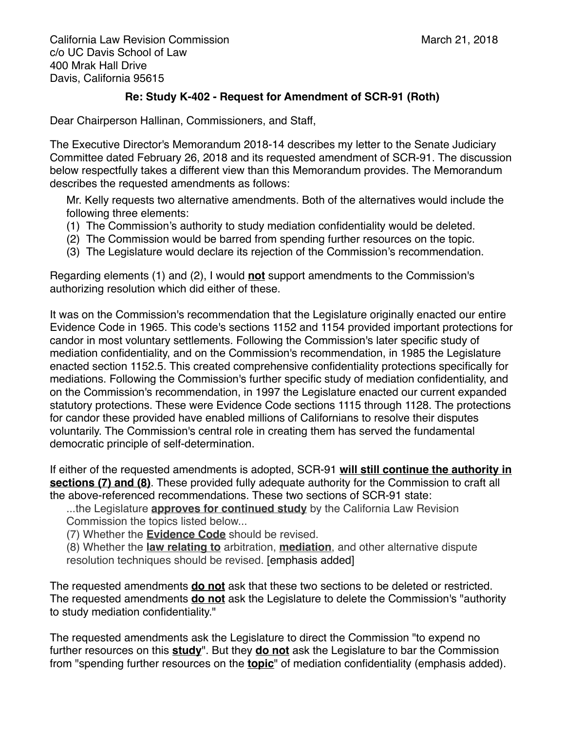California Law Revision Commission
c/o UC Davis School of Law
400 Mrak Hall Drive
Davis, California 95615

March 21, 2018

**Re: Study K-402 - Request for Amendment of SCR-91 (Roth)**

Dear Chairperson Hallinan, Commissioners, and Staff,

The Executive Director's Memorandum 2018-14 describes my letter to the Senate Judiciary Committee dated February 26, 2018 and its requested amendment of SCR-91. The discussion below respectfully takes a different view than this Memorandum provides. The Memorandum describes the requested amendments as follows:

> Mr. Kelly requests two alternative amendments. Both of the alternatives would include the following three elements:
> (1) The Commission's authority to study mediation confidentiality would be deleted.
> (2) The Commission would be barred from spending further resources on the topic.
> (3) The Legislature would declare its rejection of the Commission's recommendation.

Regarding elements (1) and (2), I would <u>**not**</u> support amendments to the Commission's authorizing resolution which did either of these.

It was on the Commission's recommendation that the Legislature originally enacted our entire Evidence Code in 1965. This code's sections 1152 and 1154 provided important protections for candor in most voluntary settlements. Following the Commission's later specific study of mediation confidentiality, and on the Commission's recommendation, in 1985 the Legislature enacted section 1152.5. This created comprehensive confidentiality protections specifically for mediations. Following the Commission's further specific study of mediation confidentiality, and on the Commission's recommendation, in 1997 the Legislature enacted our current expanded statutory protections. These were Evidence Code sections 1115 through 1128. The protections for candor these provided have enabled millions of Californians to resolve their disputes voluntarily. The Commission's central role in creating them has served the fundamental democratic principle of self-determination.

If either of the requested amendments is adopted, SCR-91 <u>**will still continue the authority in sections (7) and (8)**</u>. These provided fully adequate authority for the Commission to craft all the above-referenced recommendations. These two sections of SCR-91 state:

> ...the Legislature <u>**approves for continued study**</u> by the California Law Revision Commission the topics listed below...
> (7) Whether the <u>**Evidence Code**</u> should be revised.
> (8) Whether the <u>**law relating to**</u> arbitration, <u>**mediation**</u>, and other alternative dispute resolution techniques should be revised. [emphasis added]

The requested amendments <u>**do not**</u> ask that these two sections to be deleted or restricted. The requested amendments <u>**do not**</u> ask the Legislature to delete the Commission's "authority to study mediation confidentiality."

The requested amendments ask the Legislature to direct the Commission "to expend no further resources on this <u>**study**</u>". But they <u>**do not**</u> ask the Legislature to bar the Commission from "spending further resources on the <u>**topic**</u>" of mediation confidentiality (emphasis added).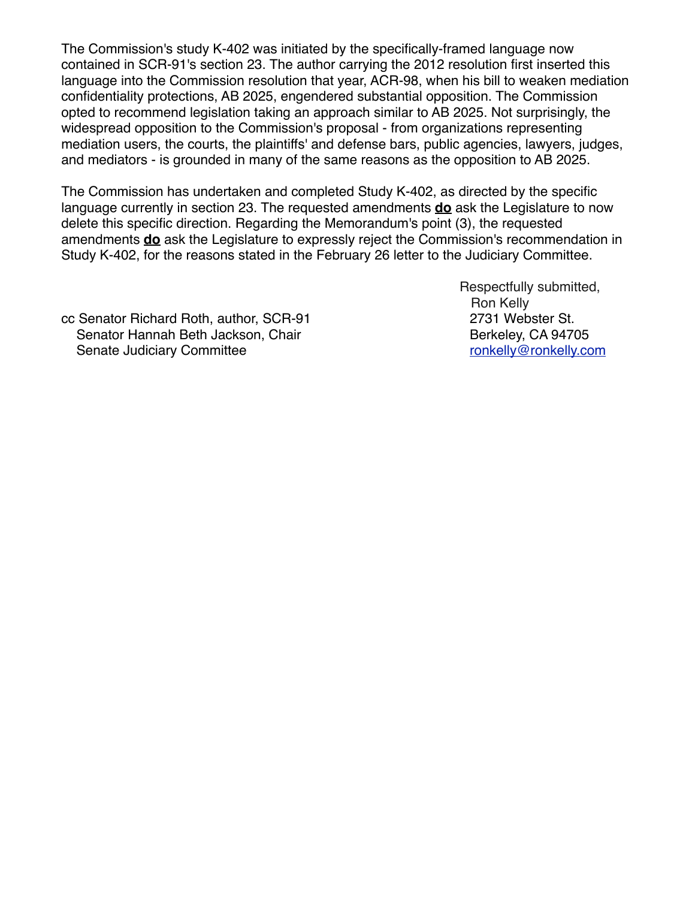The Commission's study K-402 was initiated by the specifically-framed language now contained in SCR-91's section 23. The author carrying the 2012 resolution first inserted this language into the Commission resolution that year, ACR-98, when his bill to weaken mediation confidentiality protections, AB 2025, engendered substantial opposition. The Commission opted to recommend legislation taking an approach similar to AB 2025. Not surprisingly, the widespread opposition to the Commission's proposal - from organizations representing mediation users, the courts, the plaintiffs' and defense bars, public agencies, lawyers, judges, and mediators - is grounded in many of the same reasons as the opposition to AB 2025.

The Commission has undertaken and completed Study K-402, as directed by the specific language currently in section 23. The requested amendments **do** ask the Legislature to now delete this specific direction. Regarding the Memorandum's point (3), the requested amendments **do** ask the Legislature to expressly reject the Commission's recommendation in Study K-402, for the reasons stated in the February 26 letter to the Judiciary Committee.

Respectfully submitted,
Ron Kelly
2731 Webster St.
Berkeley, CA 94705
ronkelly@ronkelly.com

cc Senator Richard Roth, author, SCR-91
Senator Hannah Beth Jackson, Chair
Senate Judiciary Committee